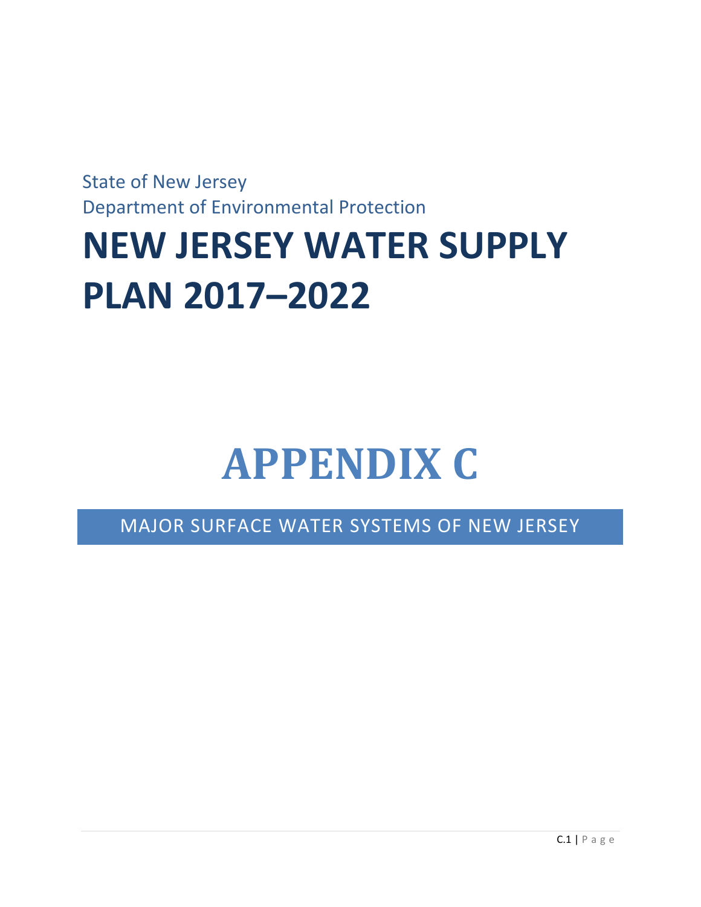State of New Jersey
Department of Environmental Protection

# NEW JERSEY WATER SUPPLY PLAN 2017–2022

# APPENDIX C

## MAJOR SURFACE WATER SYSTEMS OF NEW JERSEY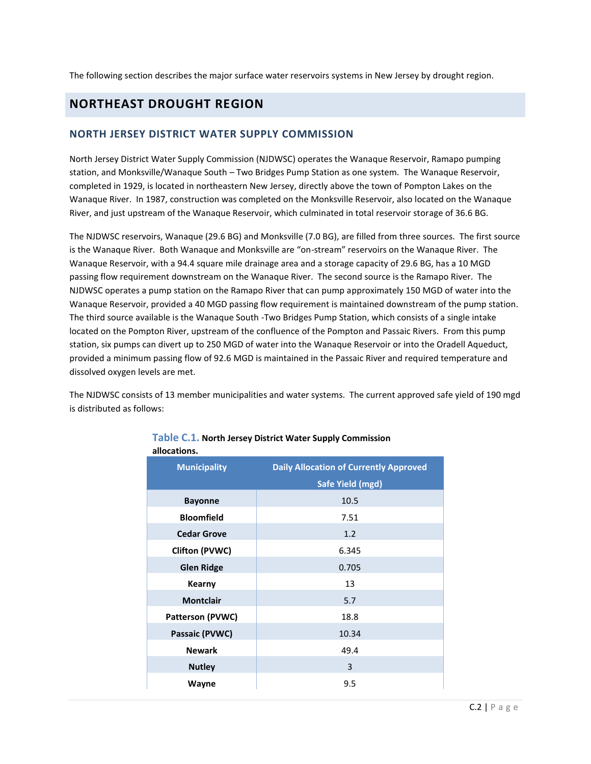The following section describes the major surface water reservoirs systems in New Jersey by drought region.

## NORTHEAST DROUGHT REGION

### NORTH JERSEY DISTRICT WATER SUPPLY COMMISSION

North Jersey District Water Supply Commission (NJDWSC) operates the Wanaque Reservoir, Ramapo pumping station, and Monksville/Wanaque South – Two Bridges Pump Station as one system. The Wanaque Reservoir, completed in 1929, is located in northeastern New Jersey, directly above the town of Pompton Lakes on the Wanaque River. In 1987, construction was completed on the Monksville Reservoir, also located on the Wanaque River, and just upstream of the Wanaque Reservoir, which culminated in total reservoir storage of 36.6 BG.

The NJDWSC reservoirs, Wanaque (29.6 BG) and Monksville (7.0 BG), are filled from three sources. The first source is the Wanaque River. Both Wanaque and Monksville are "on-stream" reservoirs on the Wanaque River. The Wanaque Reservoir, with a 94.4 square mile drainage area and a storage capacity of 29.6 BG, has a 10 MGD passing flow requirement downstream on the Wanaque River. The second source is the Ramapo River. The NJDWSC operates a pump station on the Ramapo River that can pump approximately 150 MGD of water into the Wanaque Reservoir, provided a 40 MGD passing flow requirement is maintained downstream of the pump station. The third source available is the Wanaque South -Two Bridges Pump Station, which consists of a single intake located on the Pompton River, upstream of the confluence of the Pompton and Passaic Rivers. From this pump station, six pumps can divert up to 250 MGD of water into the Wanaque Reservoir or into the Oradell Aqueduct, provided a minimum passing flow of 92.6 MGD is maintained in the Passaic River and required temperature and dissolved oxygen levels are met.

The NJDWSC consists of 13 member municipalities and water systems. The current approved safe yield of 190 mgd is distributed as follows:

**Table C.1. North Jersey District Water Supply Commission allocations.**

| Municipality | Daily Allocation of Currently Approved Safe Yield (mgd) |
|---|---|
| **Bayonne** | 10.5 |
| **Bloomfield** | 7.51 |
| **Cedar Grove** | 1.2 |
| **Clifton (PVWC)** | 6.345 |
| **Glen Ridge** | 0.705 |
| **Kearny** | 13 |
| **Montclair** | 5.7 |
| **Patterson (PVWC)** | 18.8 |
| **Passaic (PVWC)** | 10.34 |
| **Newark** | 49.4 |
| **Nutley** | 3 |
| **Wayne** | 9.5 |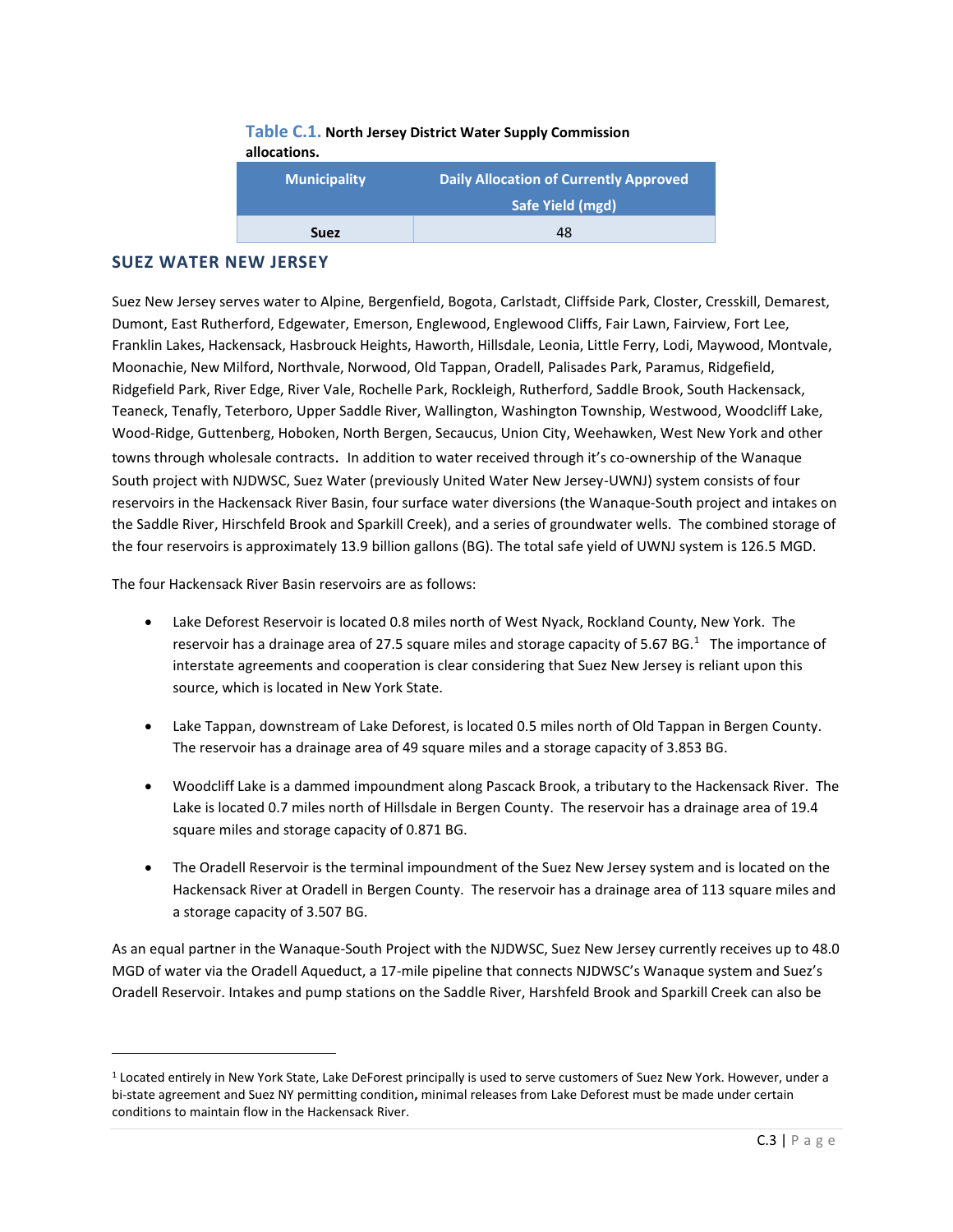**Table C.1. North Jersey District Water Supply Commission allocations.**

| Municipality | Daily Allocation of Currently Approved Safe Yield (mgd) |
| --- | --- |
| **Suez** | 48 |

## SUEZ WATER NEW JERSEY

Suez New Jersey serves water to Alpine, Bergenfield, Bogota, Carlstadt, Cliffside Park, Closter, Cresskill, Demarest, Dumont, East Rutherford, Edgewater, Emerson, Englewood, Englewood Cliffs, Fair Lawn, Fairview, Fort Lee, Franklin Lakes, Hackensack, Hasbrouck Heights, Haworth, Hillsdale, Leonia, Little Ferry, Lodi, Maywood, Montvale, Moonachie, New Milford, Northvale, Norwood, Old Tappan, Oradell, Palisades Park, Paramus, Ridgefield, Ridgefield Park, River Edge, River Vale, Rochelle Park, Rockleigh, Rutherford, Saddle Brook, South Hackensack, Teaneck, Tenafly, Teterboro, Upper Saddle River, Wallington, Washington Township, Westwood, Woodcliff Lake, Wood-Ridge, Guttenberg, Hoboken, North Bergen, Secaucus, Union City, Weehawken, West New York and other towns through wholesale contracts. In addition to water received through it's co-ownership of the Wanaque South project with NJDWSC, Suez Water (previously United Water New Jersey-UWNJ) system consists of four reservoirs in the Hackensack River Basin, four surface water diversions (the Wanaque-South project and intakes on the Saddle River, Hirschfeld Brook and Sparkill Creek), and a series of groundwater wells. The combined storage of the four reservoirs is approximately 13.9 billion gallons (BG). The total safe yield of UWNJ system is 126.5 MGD.

The four Hackensack River Basin reservoirs are as follows:

- Lake Deforest Reservoir is located 0.8 miles north of West Nyack, Rockland County, New York. The reservoir has a drainage area of 27.5 square miles and storage capacity of 5.67 BG.[1] The importance of interstate agreements and cooperation is clear considering that Suez New Jersey is reliant upon this source, which is located in New York State.

- Lake Tappan, downstream of Lake Deforest, is located 0.5 miles north of Old Tappan in Bergen County. The reservoir has a drainage area of 49 square miles and a storage capacity of 3.853 BG.

- Woodcliff Lake is a dammed impoundment along Pascack Brook, a tributary to the Hackensack River. The Lake is located 0.7 miles north of Hillsdale in Bergen County. The reservoir has a drainage area of 19.4 square miles and storage capacity of 0.871 BG.

- The Oradell Reservoir is the terminal impoundment of the Suez New Jersey system and is located on the Hackensack River at Oradell in Bergen County. The reservoir has a drainage area of 113 square miles and a storage capacity of 3.507 BG.

As an equal partner in the Wanaque-South Project with the NJDWSC, Suez New Jersey currently receives up to 48.0 MGD of water via the Oradell Aqueduct, a 17-mile pipeline that connects NJDWSC's Wanaque system and Suez's Oradell Reservoir. Intakes and pump stations on the Saddle River, Harshfeld Brook and Sparkill Creek can also be

[1] Located entirely in New York State, Lake DeForest principally is used to serve customers of Suez New York. However, under a bi-state agreement and Suez NY permitting condition, minimal releases from Lake Deforest must be made under certain conditions to maintain flow in the Hackensack River.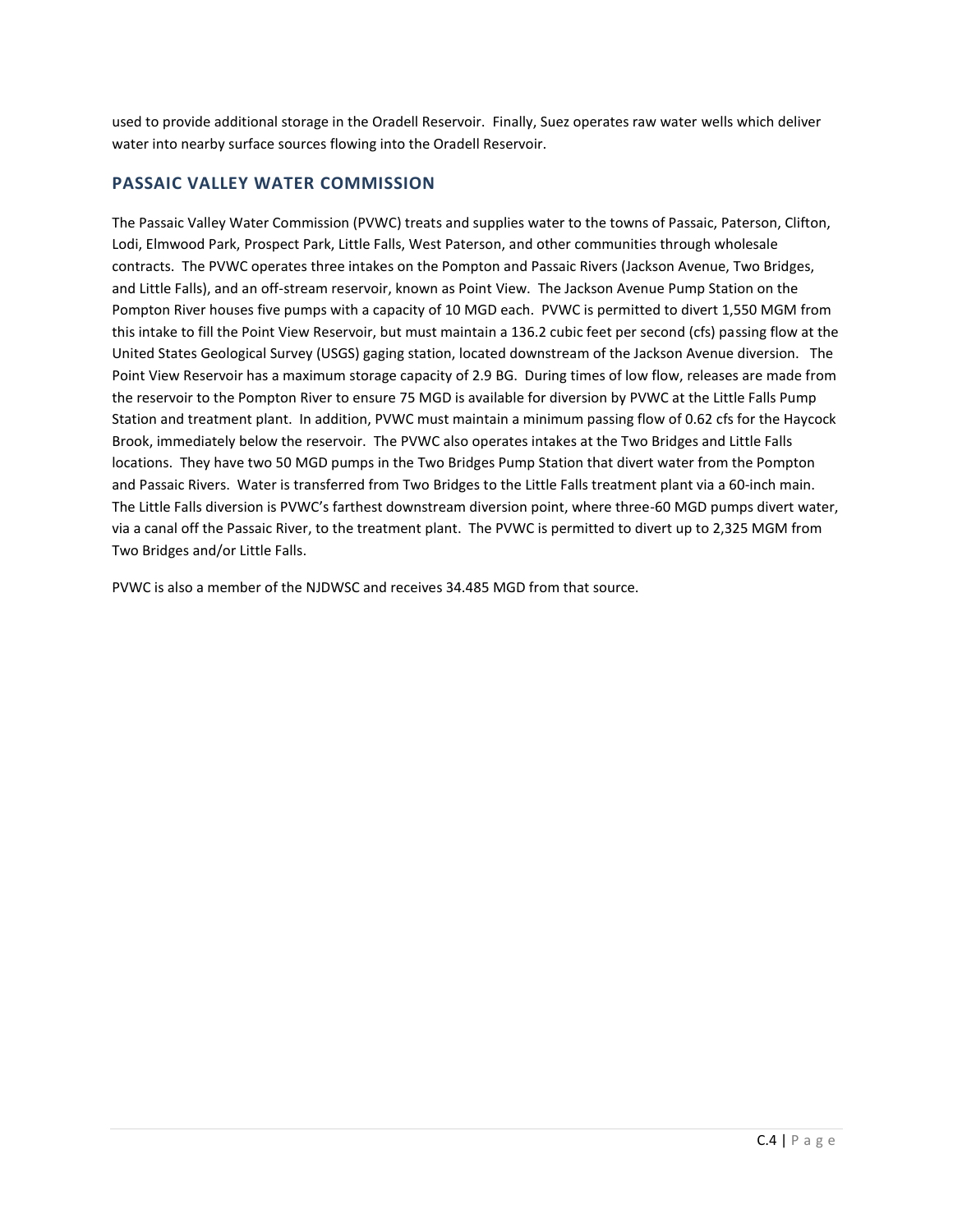used to provide additional storage in the Oradell Reservoir. Finally, Suez operates raw water wells which deliver water into nearby surface sources flowing into the Oradell Reservoir.

## PASSAIC VALLEY WATER COMMISSION

The Passaic Valley Water Commission (PVWC) treats and supplies water to the towns of Passaic, Paterson, Clifton, Lodi, Elmwood Park, Prospect Park, Little Falls, West Paterson, and other communities through wholesale contracts. The PVWC operates three intakes on the Pompton and Passaic Rivers (Jackson Avenue, Two Bridges, and Little Falls), and an off-stream reservoir, known as Point View. The Jackson Avenue Pump Station on the Pompton River houses five pumps with a capacity of 10 MGD each. PVWC is permitted to divert 1,550 MGM from this intake to fill the Point View Reservoir, but must maintain a 136.2 cubic feet per second (cfs) passing flow at the United States Geological Survey (USGS) gaging station, located downstream of the Jackson Avenue diversion. The Point View Reservoir has a maximum storage capacity of 2.9 BG. During times of low flow, releases are made from the reservoir to the Pompton River to ensure 75 MGD is available for diversion by PVWC at the Little Falls Pump Station and treatment plant. In addition, PVWC must maintain a minimum passing flow of 0.62 cfs for the Haycock Brook, immediately below the reservoir. The PVWC also operates intakes at the Two Bridges and Little Falls locations. They have two 50 MGD pumps in the Two Bridges Pump Station that divert water from the Pompton and Passaic Rivers. Water is transferred from Two Bridges to the Little Falls treatment plant via a 60-inch main. The Little Falls diversion is PVWC's farthest downstream diversion point, where three-60 MGD pumps divert water, via a canal off the Passaic River, to the treatment plant. The PVWC is permitted to divert up to 2,325 MGM from Two Bridges and/or Little Falls.

PVWC is also a member of the NJDWSC and receives 34.485 MGD from that source.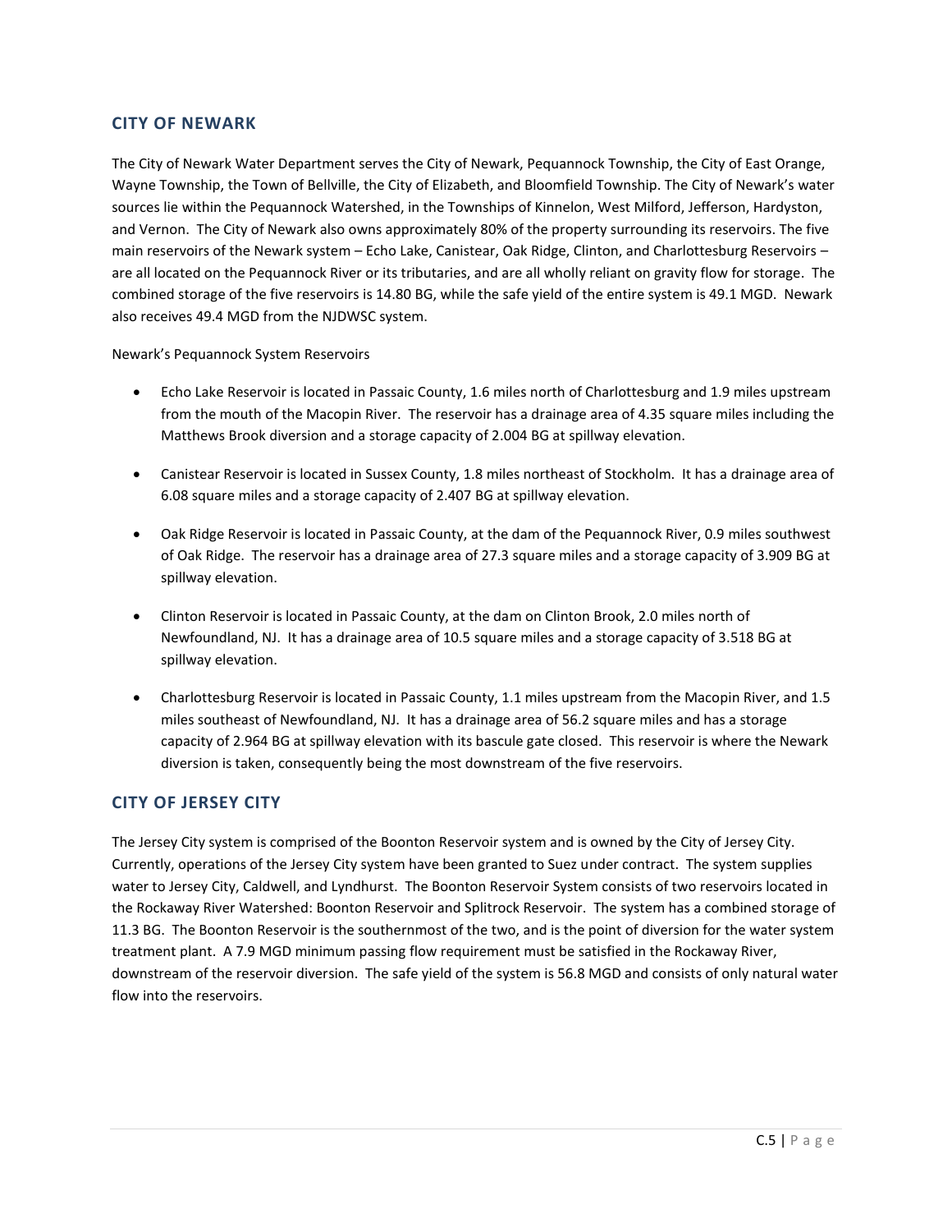## CITY OF NEWARK

The City of Newark Water Department serves the City of Newark, Pequannock Township, the City of East Orange, Wayne Township, the Town of Bellville, the City of Elizabeth, and Bloomfield Township. The City of Newark's water sources lie within the Pequannock Watershed, in the Townships of Kinnelon, West Milford, Jefferson, Hardyston, and Vernon. The City of Newark also owns approximately 80% of the property surrounding its reservoirs. The five main reservoirs of the Newark system – Echo Lake, Canistear, Oak Ridge, Clinton, and Charlottesburg Reservoirs – are all located on the Pequannock River or its tributaries, and are all wholly reliant on gravity flow for storage. The combined storage of the five reservoirs is 14.80 BG, while the safe yield of the entire system is 49.1 MGD. Newark also receives 49.4 MGD from the NJDWSC system.

Newark's Pequannock System Reservoirs

- Echo Lake Reservoir is located in Passaic County, 1.6 miles north of Charlottesburg and 1.9 miles upstream from the mouth of the Macopin River. The reservoir has a drainage area of 4.35 square miles including the Matthews Brook diversion and a storage capacity of 2.004 BG at spillway elevation.
- Canistear Reservoir is located in Sussex County, 1.8 miles northeast of Stockholm. It has a drainage area of 6.08 square miles and a storage capacity of 2.407 BG at spillway elevation.
- Oak Ridge Reservoir is located in Passaic County, at the dam of the Pequannock River, 0.9 miles southwest of Oak Ridge. The reservoir has a drainage area of 27.3 square miles and a storage capacity of 3.909 BG at spillway elevation.
- Clinton Reservoir is located in Passaic County, at the dam on Clinton Brook, 2.0 miles north of Newfoundland, NJ. It has a drainage area of 10.5 square miles and a storage capacity of 3.518 BG at spillway elevation.
- Charlottesburg Reservoir is located in Passaic County, 1.1 miles upstream from the Macopin River, and 1.5 miles southeast of Newfoundland, NJ. It has a drainage area of 56.2 square miles and has a storage capacity of 2.964 BG at spillway elevation with its bascule gate closed. This reservoir is where the Newark diversion is taken, consequently being the most downstream of the five reservoirs.

## CITY OF JERSEY CITY

The Jersey City system is comprised of the Boonton Reservoir system and is owned by the City of Jersey City. Currently, operations of the Jersey City system have been granted to Suez under contract. The system supplies water to Jersey City, Caldwell, and Lyndhurst. The Boonton Reservoir System consists of two reservoirs located in the Rockaway River Watershed: Boonton Reservoir and Splitrock Reservoir. The system has a combined storage of 11.3 BG. The Boonton Reservoir is the southernmost of the two, and is the point of diversion for the water system treatment plant. A 7.9 MGD minimum passing flow requirement must be satisfied in the Rockaway River, downstream of the reservoir diversion. The safe yield of the system is 56.8 MGD and consists of only natural water flow into the reservoirs.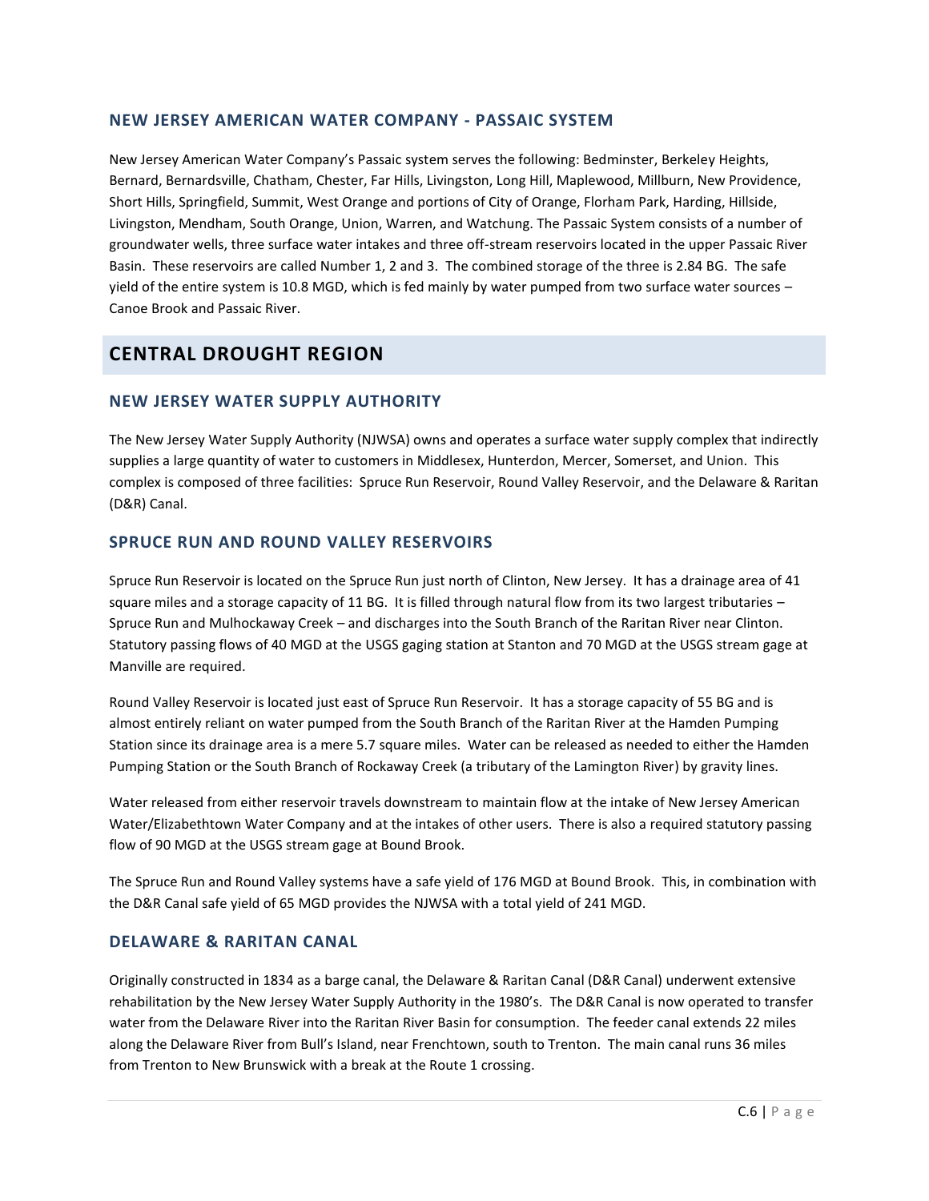### NEW JERSEY AMERICAN WATER COMPANY - PASSAIC SYSTEM

New Jersey American Water Company's Passaic system serves the following: Bedminster, Berkeley Heights, Bernard, Bernardsville, Chatham, Chester, Far Hills, Livingston, Long Hill, Maplewood, Millburn, New Providence, Short Hills, Springfield, Summit, West Orange and portions of City of Orange, Florham Park, Harding, Hillside, Livingston, Mendham, South Orange, Union, Warren, and Watchung. The Passaic System consists of a number of groundwater wells, three surface water intakes and three off-stream reservoirs located in the upper Passaic River Basin. These reservoirs are called Number 1, 2 and 3. The combined storage of the three is 2.84 BG. The safe yield of the entire system is 10.8 MGD, which is fed mainly by water pumped from two surface water sources – Canoe Brook and Passaic River.

## CENTRAL DROUGHT REGION

### NEW JERSEY WATER SUPPLY AUTHORITY

The New Jersey Water Supply Authority (NJWSA) owns and operates a surface water supply complex that indirectly supplies a large quantity of water to customers in Middlesex, Hunterdon, Mercer, Somerset, and Union. This complex is composed of three facilities: Spruce Run Reservoir, Round Valley Reservoir, and the Delaware & Raritan (D&R) Canal.

### SPRUCE RUN AND ROUND VALLEY RESERVOIRS

Spruce Run Reservoir is located on the Spruce Run just north of Clinton, New Jersey. It has a drainage area of 41 square miles and a storage capacity of 11 BG. It is filled through natural flow from its two largest tributaries – Spruce Run and Mulhockaway Creek – and discharges into the South Branch of the Raritan River near Clinton. Statutory passing flows of 40 MGD at the USGS gaging station at Stanton and 70 MGD at the USGS stream gage at Manville are required.

Round Valley Reservoir is located just east of Spruce Run Reservoir. It has a storage capacity of 55 BG and is almost entirely reliant on water pumped from the South Branch of the Raritan River at the Hamden Pumping Station since its drainage area is a mere 5.7 square miles. Water can be released as needed to either the Hamden Pumping Station or the South Branch of Rockaway Creek (a tributary of the Lamington River) by gravity lines.

Water released from either reservoir travels downstream to maintain flow at the intake of New Jersey American Water/Elizabethtown Water Company and at the intakes of other users. There is also a required statutory passing flow of 90 MGD at the USGS stream gage at Bound Brook.

The Spruce Run and Round Valley systems have a safe yield of 176 MGD at Bound Brook. This, in combination with the D&R Canal safe yield of 65 MGD provides the NJWSA with a total yield of 241 MGD.

### DELAWARE & RARITAN CANAL

Originally constructed in 1834 as a barge canal, the Delaware & Raritan Canal (D&R Canal) underwent extensive rehabilitation by the New Jersey Water Supply Authority in the 1980's. The D&R Canal is now operated to transfer water from the Delaware River into the Raritan River Basin for consumption. The feeder canal extends 22 miles along the Delaware River from Bull's Island, near Frenchtown, south to Trenton. The main canal runs 36 miles from Trenton to New Brunswick with a break at the Route 1 crossing.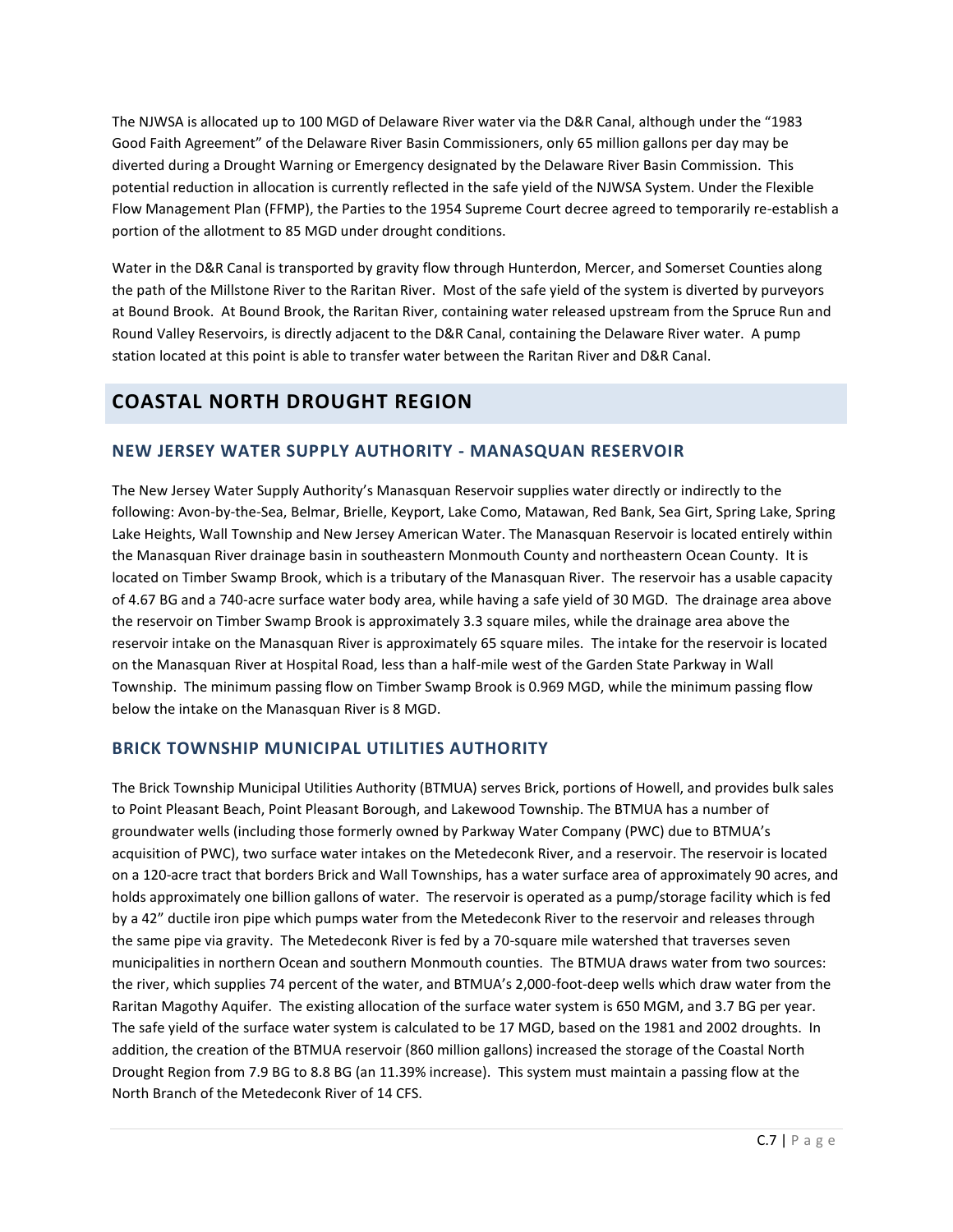The NJWSA is allocated up to 100 MGD of Delaware River water via the D&R Canal, although under the "1983 Good Faith Agreement" of the Delaware River Basin Commissioners, only 65 million gallons per day may be diverted during a Drought Warning or Emergency designated by the Delaware River Basin Commission. This potential reduction in allocation is currently reflected in the safe yield of the NJWSA System. Under the Flexible Flow Management Plan (FFMP), the Parties to the 1954 Supreme Court decree agreed to temporarily re-establish a portion of the allotment to 85 MGD under drought conditions.

Water in the D&R Canal is transported by gravity flow through Hunterdon, Mercer, and Somerset Counties along the path of the Millstone River to the Raritan River. Most of the safe yield of the system is diverted by purveyors at Bound Brook. At Bound Brook, the Raritan River, containing water released upstream from the Spruce Run and Round Valley Reservoirs, is directly adjacent to the D&R Canal, containing the Delaware River water. A pump station located at this point is able to transfer water between the Raritan River and D&R Canal.

## COASTAL NORTH DROUGHT REGION

### NEW JERSEY WATER SUPPLY AUTHORITY - MANASQUAN RESERVOIR

The New Jersey Water Supply Authority's Manasquan Reservoir supplies water directly or indirectly to the following: Avon-by-the-Sea, Belmar, Brielle, Keyport, Lake Como, Matawan, Red Bank, Sea Girt, Spring Lake, Spring Lake Heights, Wall Township and New Jersey American Water. The Manasquan Reservoir is located entirely within the Manasquan River drainage basin in southeastern Monmouth County and northeastern Ocean County. It is located on Timber Swamp Brook, which is a tributary of the Manasquan River. The reservoir has a usable capacity of 4.67 BG and a 740-acre surface water body area, while having a safe yield of 30 MGD. The drainage area above the reservoir on Timber Swamp Brook is approximately 3.3 square miles, while the drainage area above the reservoir intake on the Manasquan River is approximately 65 square miles. The intake for the reservoir is located on the Manasquan River at Hospital Road, less than a half-mile west of the Garden State Parkway in Wall Township. The minimum passing flow on Timber Swamp Brook is 0.969 MGD, while the minimum passing flow below the intake on the Manasquan River is 8 MGD.

### BRICK TOWNSHIP MUNICIPAL UTILITIES AUTHORITY

The Brick Township Municipal Utilities Authority (BTMUA) serves Brick, portions of Howell, and provides bulk sales to Point Pleasant Beach, Point Pleasant Borough, and Lakewood Township. The BTMUA has a number of groundwater wells (including those formerly owned by Parkway Water Company (PWC) due to BTMUA's acquisition of PWC), two surface water intakes on the Metedeconk River, and a reservoir. The reservoir is located on a 120-acre tract that borders Brick and Wall Townships, has a water surface area of approximately 90 acres, and holds approximately one billion gallons of water. The reservoir is operated as a pump/storage facility which is fed by a 42" ductile iron pipe which pumps water from the Metedeconk River to the reservoir and releases through the same pipe via gravity. The Metedeconk River is fed by a 70-square mile watershed that traverses seven municipalities in northern Ocean and southern Monmouth counties. The BTMUA draws water from two sources: the river, which supplies 74 percent of the water, and BTMUA's 2,000-foot-deep wells which draw water from the Raritan Magothy Aquifer. The existing allocation of the surface water system is 650 MGM, and 3.7 BG per year. The safe yield of the surface water system is calculated to be 17 MGD, based on the 1981 and 2002 droughts. In addition, the creation of the BTMUA reservoir (860 million gallons) increased the storage of the Coastal North Drought Region from 7.9 BG to 8.8 BG (an 11.39% increase). This system must maintain a passing flow at the North Branch of the Metedeconk River of 14 CFS.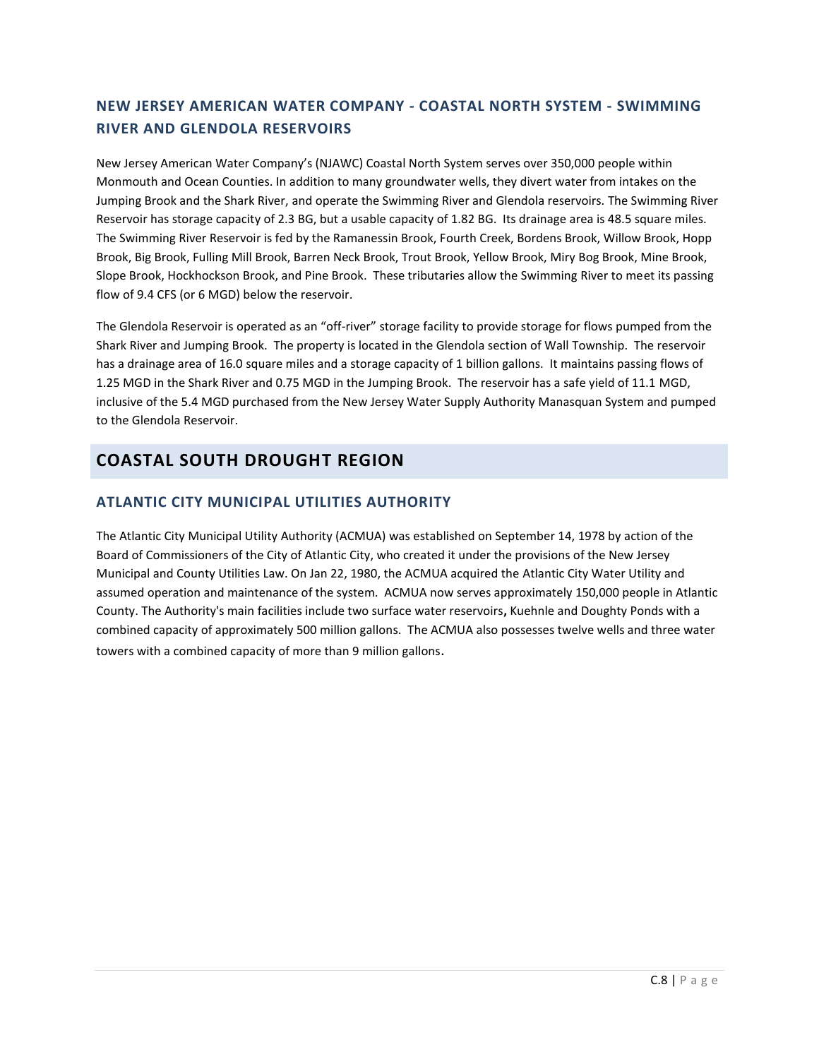### NEW JERSEY AMERICAN WATER COMPANY - COASTAL NORTH SYSTEM - SWIMMING RIVER AND GLENDOLA RESERVOIRS

New Jersey American Water Company's (NJAWC) Coastal North System serves over 350,000 people within Monmouth and Ocean Counties. In addition to many groundwater wells, they divert water from intakes on the Jumping Brook and the Shark River, and operate the Swimming River and Glendola reservoirs. The Swimming River Reservoir has storage capacity of 2.3 BG, but a usable capacity of 1.82 BG. Its drainage area is 48.5 square miles. The Swimming River Reservoir is fed by the Ramanessin Brook, Fourth Creek, Bordens Brook, Willow Brook, Hopp Brook, Big Brook, Fulling Mill Brook, Barren Neck Brook, Trout Brook, Yellow Brook, Miry Bog Brook, Mine Brook, Slope Brook, Hockhockson Brook, and Pine Brook. These tributaries allow the Swimming River to meet its passing flow of 9.4 CFS (or 6 MGD) below the reservoir.

The Glendola Reservoir is operated as an "off-river" storage facility to provide storage for flows pumped from the Shark River and Jumping Brook. The property is located in the Glendola section of Wall Township. The reservoir has a drainage area of 16.0 square miles and a storage capacity of 1 billion gallons. It maintains passing flows of 1.25 MGD in the Shark River and 0.75 MGD in the Jumping Brook. The reservoir has a safe yield of 11.1 MGD, inclusive of the 5.4 MGD purchased from the New Jersey Water Supply Authority Manasquan System and pumped to the Glendola Reservoir.

## COASTAL SOUTH DROUGHT REGION

### ATLANTIC CITY MUNICIPAL UTILITIES AUTHORITY

The Atlantic City Municipal Utility Authority (ACMUA) was established on September 14, 1978 by action of the Board of Commissioners of the City of Atlantic City, who created it under the provisions of the New Jersey Municipal and County Utilities Law. On Jan 22, 1980, the ACMUA acquired the Atlantic City Water Utility and assumed operation and maintenance of the system. ACMUA now serves approximately 150,000 people in Atlantic County. The Authority's main facilities include two surface water reservoirs**,** Kuehnle and Doughty Ponds with a combined capacity of approximately 500 million gallons. The ACMUA also possesses twelve wells and three water towers with a combined capacity of more than 9 million gallons.